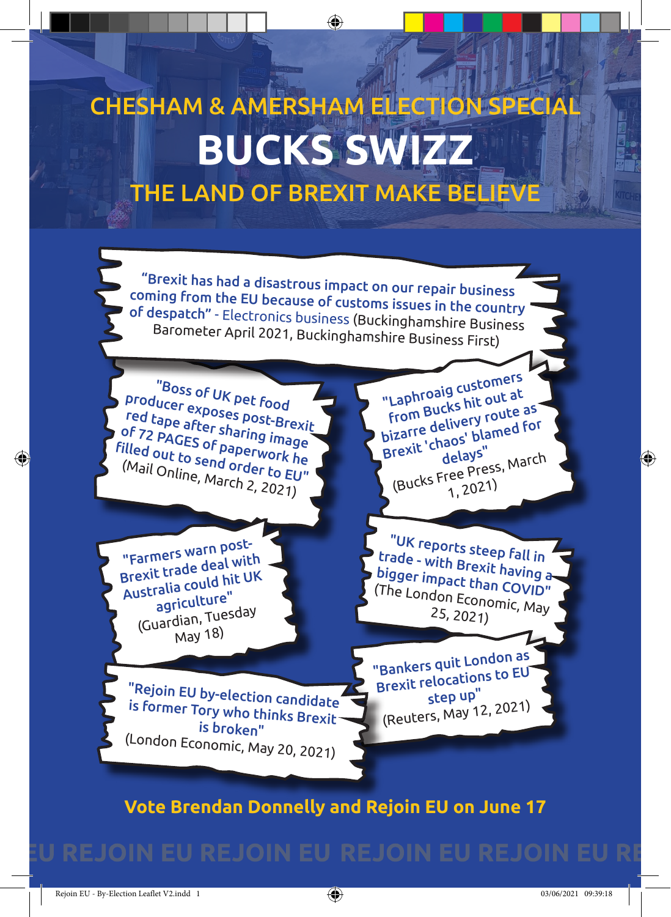CHESHAM & AMERSHAM ELECTION SPECIAL

# BUCKS SWIZZ

## THE LAND OF BREXIT MAKE BELIEVE

"Brexit has had a disastrous impact on our repair business coming from the EU because of customs issues in the country of despatch" - Electronics business (Buckinghamshire Business Barometer April 2021, Buckinghamshire Business First)

"Boss of UK pet food producer exposes post-Brexit red tape after sharing image of 72 PAGES of paperwork he filled out to send order to EU" (Mail Online, March 2, 2021)

"Laphroaig customers from Bucks hit out at bizarre delivery route as Brexit 'chaos' blamed for delays" (Bucks Free Press, March 1, 2021)

"Farmers warn post-Brexit trade deal with Australia could hit UK agriculture" (Guardian, Tuesday May 18)

"UK reports steep fall in trade - with Brexit having a bigger impact than COVID" (The London Economic, May 25, 2021)

"Rejoin EU by-election candidate is former Tory who thinks Brexit is broken" (London Economic, May 20, 2021)

"Bankers quit London as Brexit relocations to EU step up" (Reuters, May 12, 2021)

**Vote Brendan Donnelly and Rejoin EU on June 17**

EU REJOIN EU REJOIN EU REJOIN EU REJOIN EU REJOIN EU RE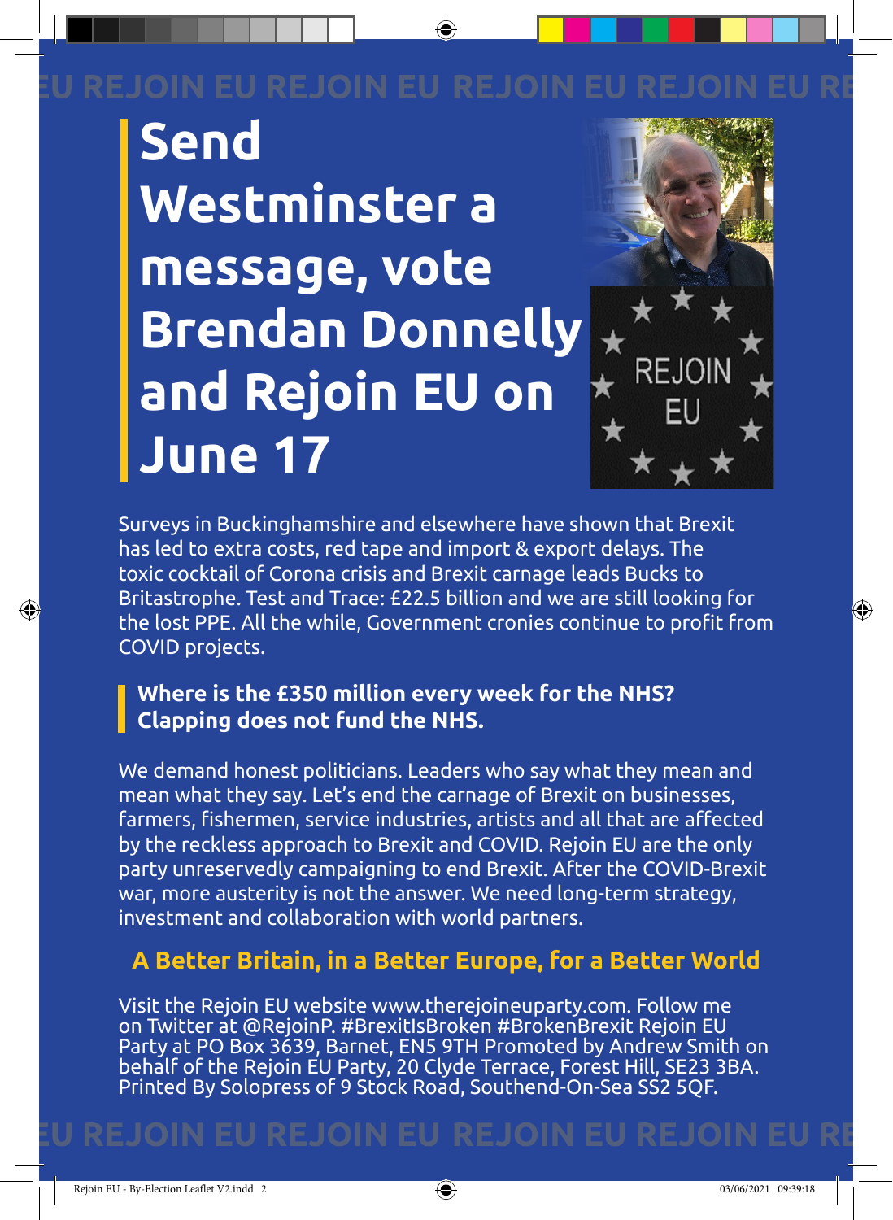# Send Westminster a message, vote Brendan Donnelly and Rejoin EU on June 17

Surveys in Buckinghamshire and elsewhere have shown that Brexit has led to extra costs, red tape and import & export delays. The toxic cocktail of Corona crisis and Brexit carnage leads Bucks to Britastrophe. Test and Trace: £22.5 billion and we are still looking for the lost PPE. All the while, Government cronies continue to profit from COVID projects.

**Where is the £350 million every week for the NHS? Clapping does not fund the NHS.**

We demand honest politicians. Leaders who say what they mean and mean what they say. Let's end the carnage of Brexit on businesses, farmers, fishermen, service industries, artists and all that are affected by the reckless approach to Brexit and COVID. Rejoin EU are the only party unreservedly campaigning to end Brexit. After the COVID-Brexit war, more austerity is not the answer. We need long-term strategy, investment and collaboration with world partners.

## A Better Britain, in a Better Europe, for a Better World

Visit the Rejoin EU website www.therejoineuparty.com. Follow me on Twitter at @RejoinP. #BrexitIsBroken #BrokenBrexit Rejoin EU Party at PO Box 3639, Barnet, EN5 9TH Promoted by Andrew Smith on behalf of the Rejoin EU Party, 20 Clyde Terrace, Forest Hill, SE23 3BA. Printed By Solopress of 9 Stock Road, Southend-On-Sea SS2 5QF.